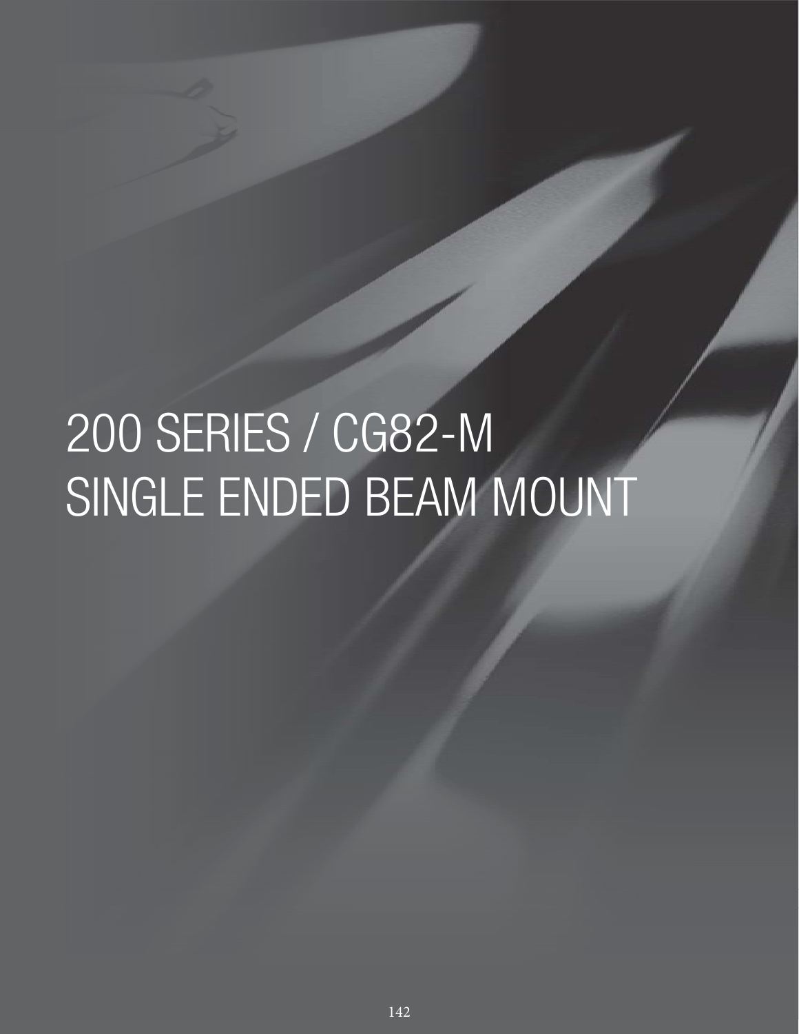# 200 SERIES / CG82-M SINGLE ENDED BEAM MOUNT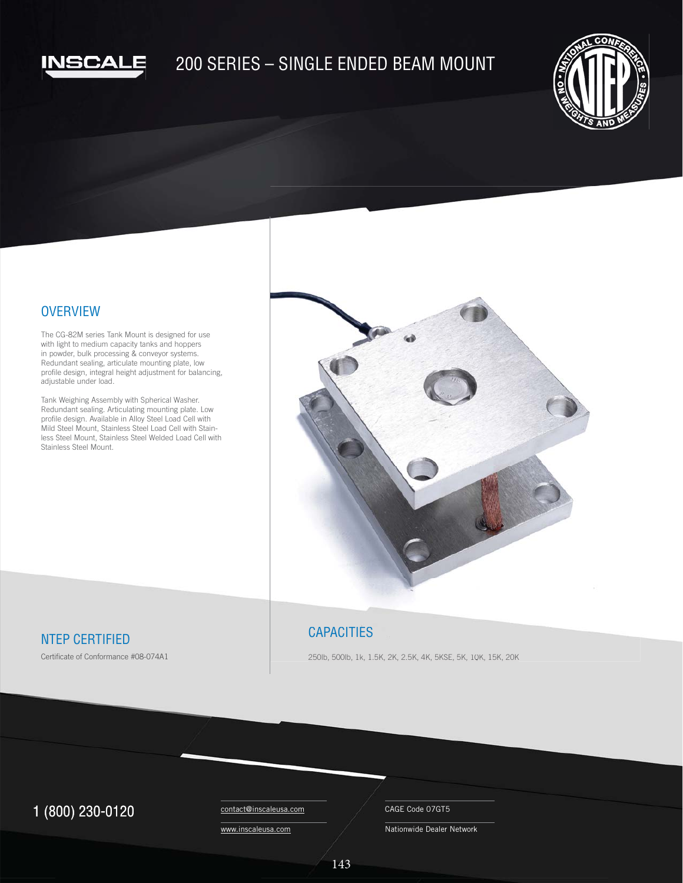INSCALE

# 200 SERIES – SINGLE ENDED BEAM MOUNT

## OVERVIEW

The CG-82M series Tank Mount is designed for use with light to medium capacity tanks and hoppers in powder, bulk processing & conveyor systems. Redundant sealing, articulate mounting plate, low profile design, integral height adjustment for balancing, adjustable under load.

Tank Weighing Assembly with Spherical Washer. Redundant sealing. Articulating mounting plate. Low profile design. Available in Alloy Steel Load Cell with Mild Steel Mount, Stainless Steel Load Cell with Stainless Steel Mount, Stainless Steel Welded Load Cell with Stainless Steel Mount.

## NTEP CERTIFIED

Certificate of Conformance #08-074A1

## CAPACITIES

250lb, 500lb, 1k, 1.5K, 2K, 2.5K, 4K, 5KSE, 5K, 10K, 15K, 20K

1 (800) 230-0120

contact@inscaleusa.com

www.inscaleusa.com

CAGE Code 07GT5

Nationwide Dealer Network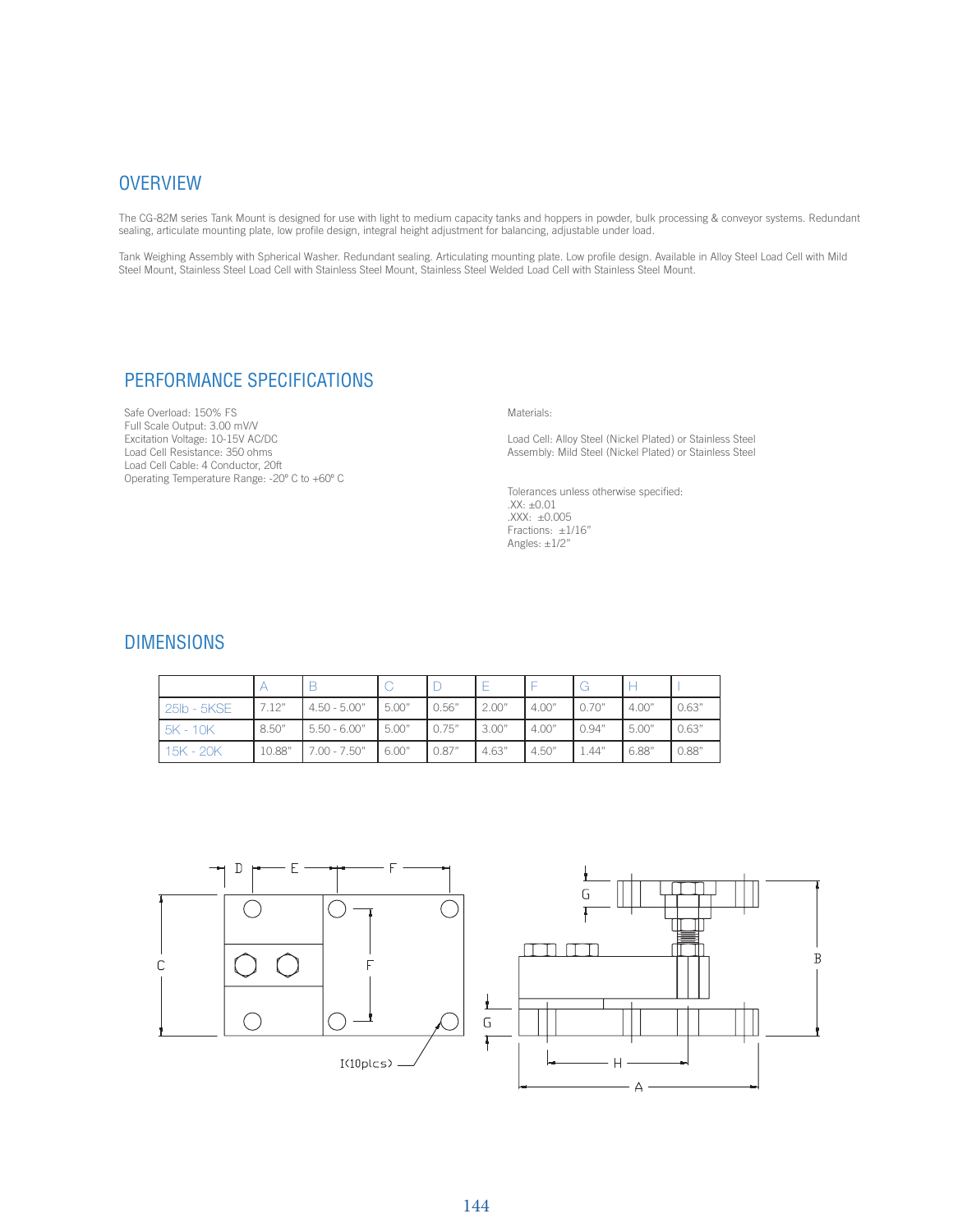## OVERVIEW

The CG-82M series Tank Mount is designed for use with light to medium capacity tanks and hoppers in powder, bulk processing & conveyor systems. Redundant sealing, articulate mounting plate, low profile design, integral height adjustment for balancing, adjustable under load.

Tank Weighing Assembly with Spherical Washer. Redundant sealing. Articulating mounting plate. Low profile design. Available in Alloy Steel Load Cell with Mild Steel Mount, Stainless Steel Load Cell with Stainless Steel Mount, Stainless Steel Welded Load Cell with Stainless Steel Mount.

## PERFORMANCE SPECIFICATIONS

Safe Overload: 150% FS
Full Scale Output: 3.00 mV/V
Excitation Voltage: 10-15V AC/DC
Load Cell Resistance: 350 ohms
Load Cell Cable: 4 Conductor, 20ft
Operating Temperature Range: -20° C to +60° C

Materials:

Load Cell: Alloy Steel (Nickel Plated) or Stainless Steel
Assembly: Mild Steel (Nickel Plated) or Stainless Steel

Tolerances unless otherwise specified:
.XX: ±0.01
.XXX: ±0.005
Fractions: ±1/16"
Angles: ±1/2"

## DIMENSIONS

| | A | B | C | D | E | F | G | H | I |
|---|---|---|---|---|---|---|---|---|---|
| 25lb - 5KSE | 7.12" | 4.50 - 5.00" | 5.00" | 0.56" | 2.00" | 4.00" | 0.70" | 4.00" | 0.63" |
| 5K - 10K | 8.50" | 5.50 - 6.00" | 5.00" | 0.75" | 3.00" | 4.00" | 0.94" | 5.00" | 0.63" |
| 15K - 20K | 10.88" | 7.00 - 7.50" | 6.00" | 0.87" | 4.63" | 4.50" | 1.44" | 6.88" | 0.88" |

I(10plcs)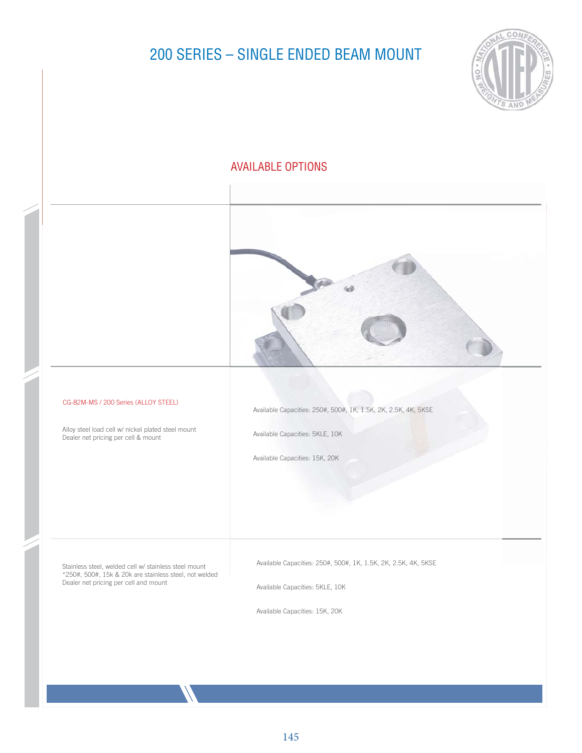# 200 SERIES – SINGLE ENDED BEAM MOUNT

## AVAILABLE OPTIONS

| | |
|---|---|
| CG-82M-MS / 200 Series (ALLOY STEEL)<br><br>Alloy steel load cell w/ nickel plated steel mount<br>Dealer net pricing per cell & mount | Available Capacities: 250#, 500#, 1K, 1.5K, 2K, 2.5K, 4K, 5KSE<br><br>Available Capacities: 5KLE, 10K<br><br>Available Capacities: 15K, 20K |
| Stainless steel, welded cell w/ stainless steel mount<br>*250#, 500#, 15k & 20k are stainless steel, not welded<br>Dealer net pricing per cell and mount | Available Capacities: 250#, 500#, 1K, 1.5K, 2K, 2.5K, 4K, 5KSE<br><br>Available Capacities: 5KLE, 10K<br><br>Available Capacities: 15K, 20K |